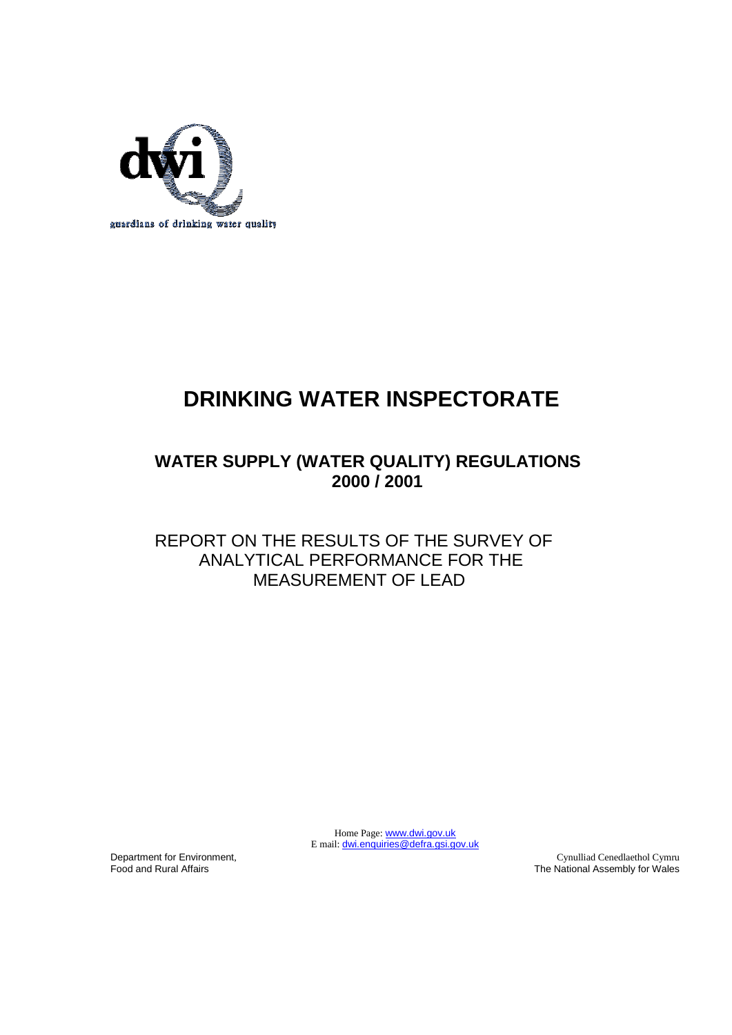guardians of drinking water quality

# DRINKING WATER INSPECTORATE

## WATER SUPPLY (WATER QUALITY) REGULATIONS 2000 / 2001

REPORT ON THE RESULTS OF THE SURVEY OF ANALYTICAL PERFORMANCE FOR THE MEASUREMENT OF LEAD

Home Page: www.dwi.gov.uk
E mail: dwi.enquiries@defra.gsi.gov.uk

Department for Environment, Food and Rural Affairs

Cynulliad Cenedlaethol Cymru
The National Assembly for Wales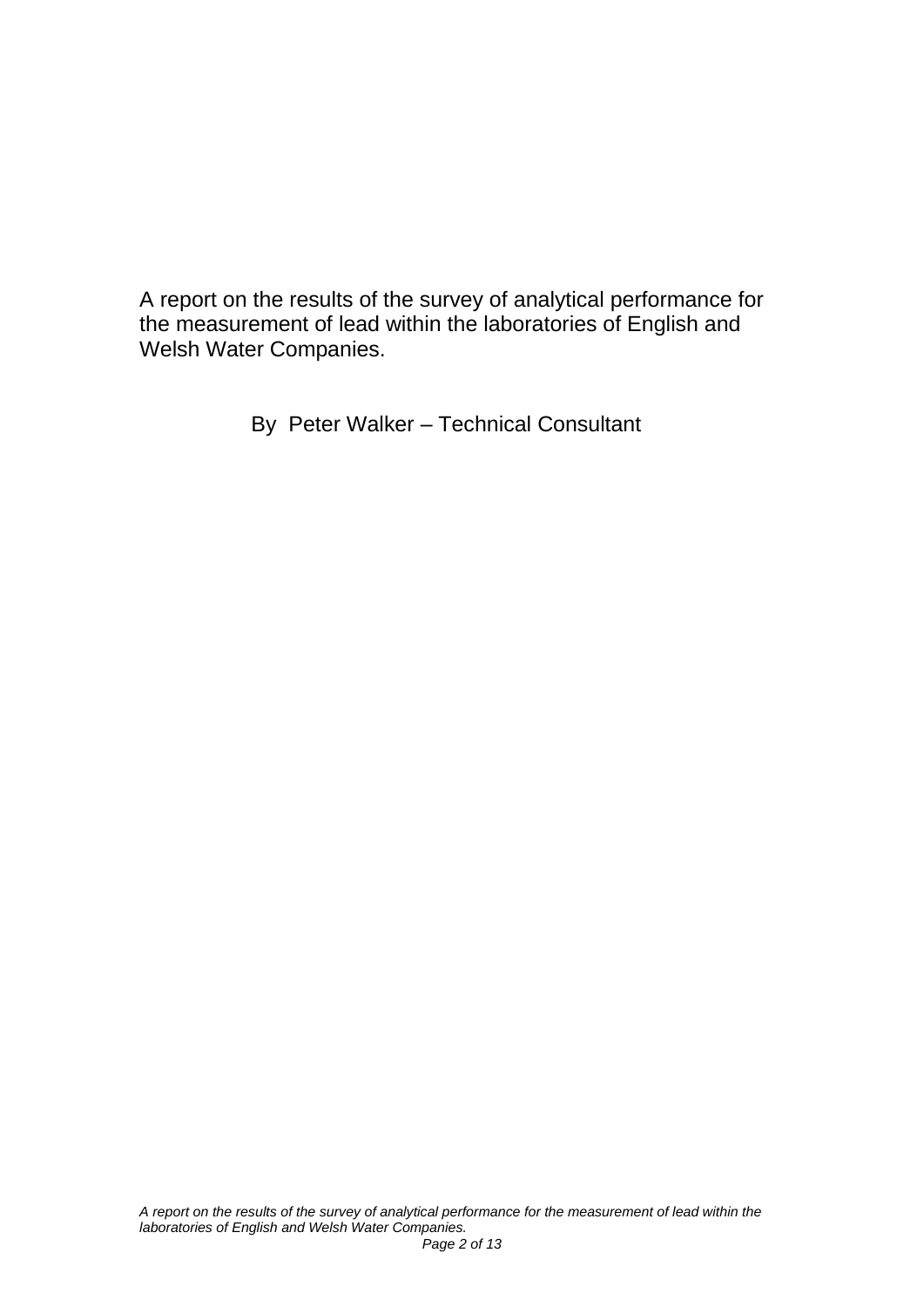A report on the results of the survey of analytical performance for the measurement of lead within the laboratories of English and Welsh Water Companies.

By Peter Walker – Technical Consultant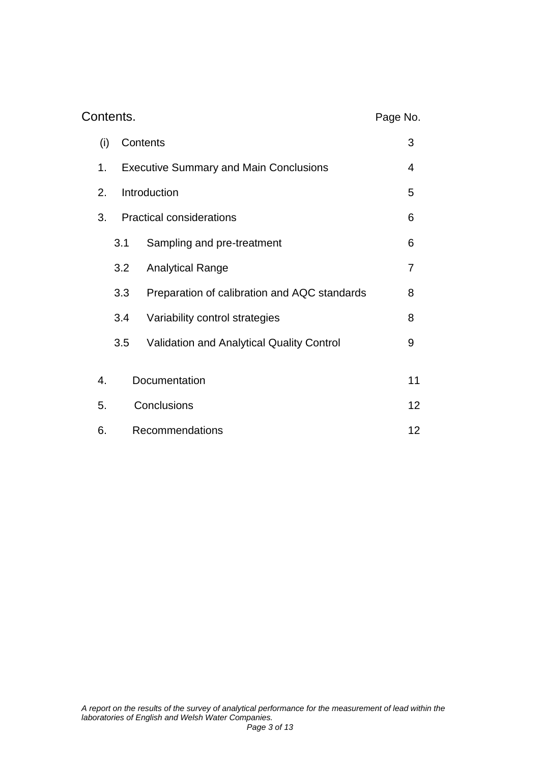# Contents.

| | | Page No. |
|---|---|---|
| (i) | Contents | 3 |
| 1. | Executive Summary and Main Conclusions | 4 |
| 2. | Introduction | 5 |
| 3. | Practical considerations | 6 |
| 3.1 | Sampling and pre-treatment | 6 |
| 3.2 | Analytical Range | 7 |
| 3.3 | Preparation of calibration and AQC standards | 8 |
| 3.4 | Variability control strategies | 8 |
| 3.5 | Validation and Analytical Quality Control | 9 |
| 4. | Documentation | 11 |
| 5. | Conclusions | 12 |
| 6. | Recommendations | 12 |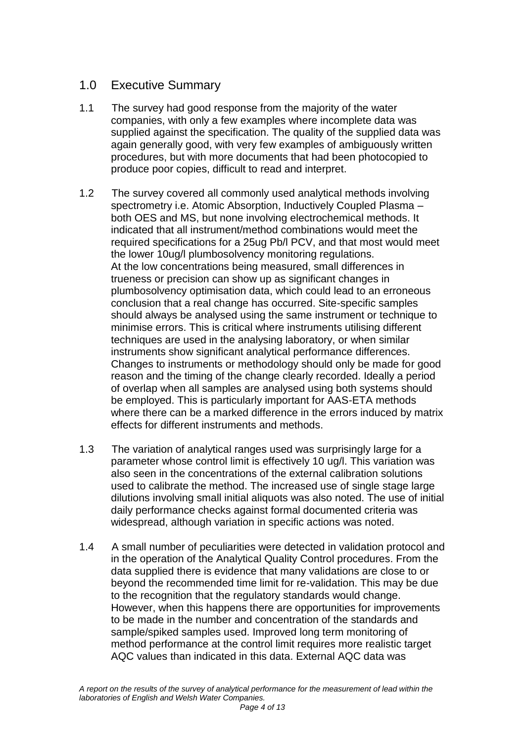## 1.0 Executive Summary

1.1 The survey had good response from the majority of the water companies, with only a few examples where incomplete data was supplied against the specification. The quality of the supplied data was again generally good, with very few examples of ambiguously written procedures, but with more documents that had been photocopied to produce poor copies, difficult to read and interpret.

1.2 The survey covered all commonly used analytical methods involving spectrometry i.e. Atomic Absorption, Inductively Coupled Plasma – both OES and MS, but none involving electrochemical methods. It indicated that all instrument/method combinations would meet the required specifications for a 25ug Pb/l PCV, and that most would meet the lower 10ug/l plumbosolvency monitoring regulations.
At the low concentrations being measured, small differences in trueness or precision can show up as significant changes in plumbosolvency optimisation data, which could lead to an erroneous conclusion that a real change has occurred. Site-specific samples should always be analysed using the same instrument or technique to minimise errors. This is critical where instruments utilising different techniques are used in the analysing laboratory, or when similar instruments show significant analytical performance differences. Changes to instruments or methodology should only be made for good reason and the timing of the change clearly recorded. Ideally a period of overlap when all samples are analysed using both systems should be employed. This is particularly important for AAS-ETA methods where there can be a marked difference in the errors induced by matrix effects for different instruments and methods.

1.3 The variation of analytical ranges used was surprisingly large for a parameter whose control limit is effectively 10 ug/l. This variation was also seen in the concentrations of the external calibration solutions used to calibrate the method. The increased use of single stage large dilutions involving small initial aliquots was also noted. The use of initial daily performance checks against formal documented criteria was widespread, although variation in specific actions was noted.

1.4 A small number of peculiarities were detected in validation protocol and in the operation of the Analytical Quality Control procedures. From the data supplied there is evidence that many validations are close to or beyond the recommended time limit for re-validation. This may be due to the recognition that the regulatory standards would change. However, when this happens there are opportunities for improvements to be made in the number and concentration of the standards and sample/spiked samples used. Improved long term monitoring of method performance at the control limit requires more realistic target AQC values than indicated in this data. External AQC data was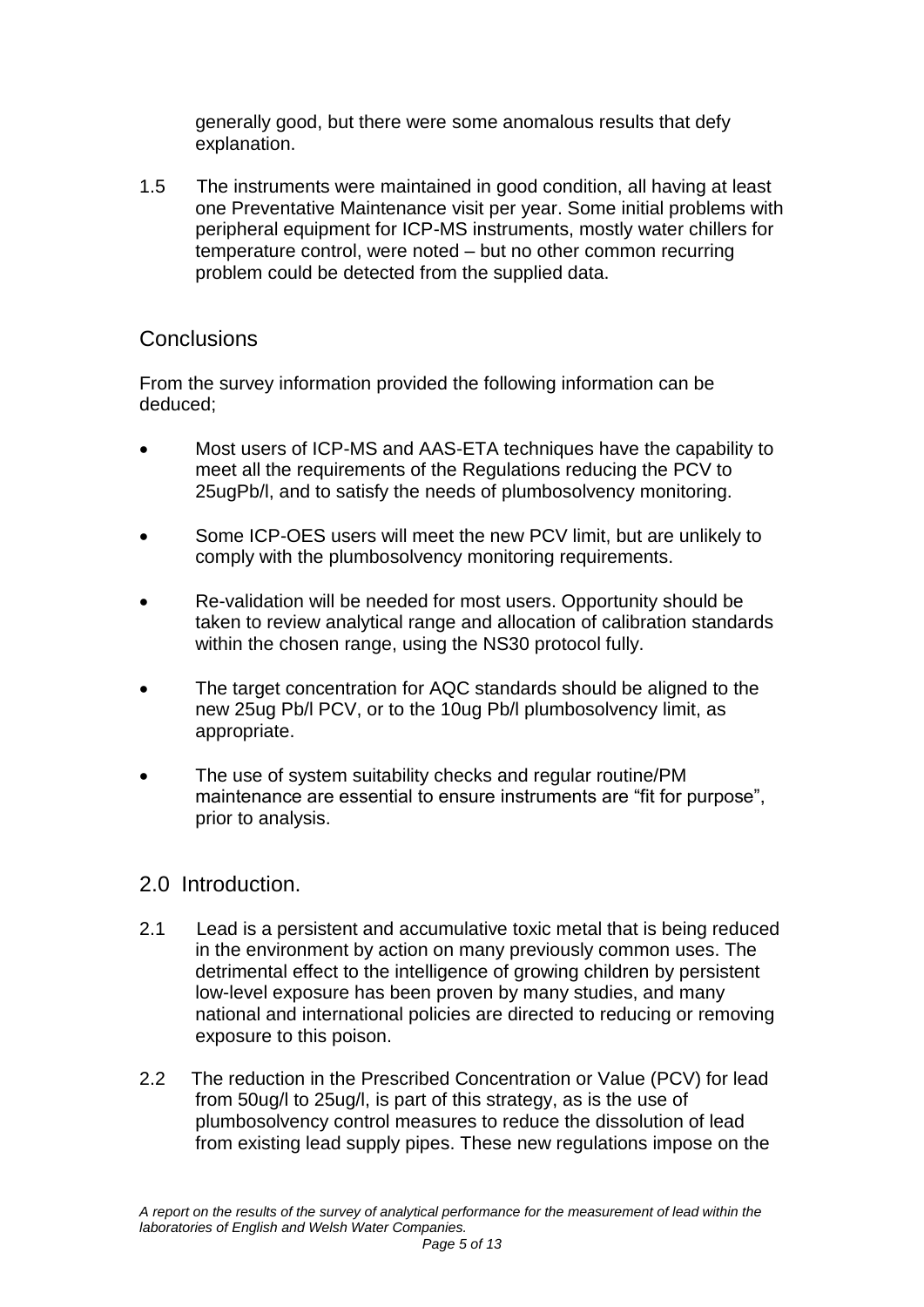generally good, but there were some anomalous results that defy explanation.

1.5 The instruments were maintained in good condition, all having at least one Preventative Maintenance visit per year. Some initial problems with peripheral equipment for ICP-MS instruments, mostly water chillers for temperature control, were noted – but no other common recurring problem could be detected from the supplied data.

## Conclusions

From the survey information provided the following information can be deduced;

- Most users of ICP-MS and AAS-ETA techniques have the capability to meet all the requirements of the Regulations reducing the PCV to 25ugPb/l, and to satisfy the needs of plumbosolvency monitoring.
- Some ICP-OES users will meet the new PCV limit, but are unlikely to comply with the plumbosolvency monitoring requirements.
- Re-validation will be needed for most users. Opportunity should be taken to review analytical range and allocation of calibration standards within the chosen range, using the NS30 protocol fully.
- The target concentration for AQC standards should be aligned to the new 25ug Pb/l PCV, or to the 10ug Pb/l plumbosolvency limit, as appropriate.
- The use of system suitability checks and regular routine/PM maintenance are essential to ensure instruments are "fit for purpose", prior to analysis.

## 2.0 Introduction.

2.1 Lead is a persistent and accumulative toxic metal that is being reduced in the environment by action on many previously common uses. The detrimental effect to the intelligence of growing children by persistent low-level exposure has been proven by many studies, and many national and international policies are directed to reducing or removing exposure to this poison.

2.2 The reduction in the Prescribed Concentration or Value (PCV) for lead from 50ug/l to 25ug/l, is part of this strategy, as is the use of plumbosolvency control measures to reduce the dissolution of lead from existing lead supply pipes. These new regulations impose on the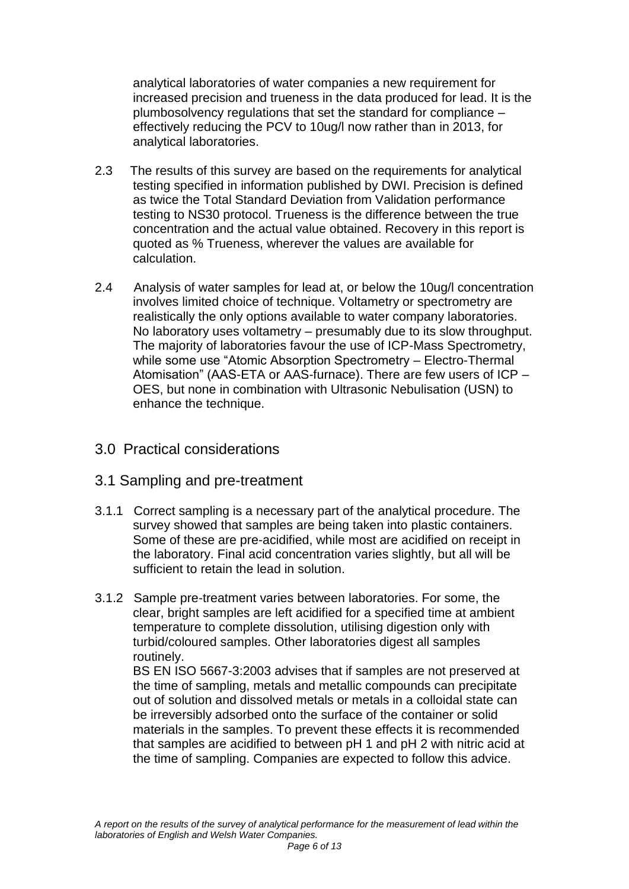analytical laboratories of water companies a new requirement for increased precision and trueness in the data produced for lead. It is the plumbosolvency regulations that set the standard for compliance – effectively reducing the PCV to 10ug/l now rather than in 2013, for analytical laboratories.

2.3 The results of this survey are based on the requirements for analytical testing specified in information published by DWI. Precision is defined as twice the Total Standard Deviation from Validation performance testing to NS30 protocol. Trueness is the difference between the true concentration and the actual value obtained. Recovery in this report is quoted as % Trueness, wherever the values are available for calculation.

2.4 Analysis of water samples for lead at, or below the 10ug/l concentration involves limited choice of technique. Voltametry or spectrometry are realistically the only options available to water company laboratories. No laboratory uses voltametry – presumably due to its slow throughput. The majority of laboratories favour the use of ICP-Mass Spectrometry, while some use "Atomic Absorption Spectrometry – Electro-Thermal Atomisation" (AAS-ETA or AAS-furnace). There are few users of ICP – OES, but none in combination with Ultrasonic Nebulisation (USN) to enhance the technique.

## 3.0 Practical considerations

### 3.1 Sampling and pre-treatment

3.1.1 Correct sampling is a necessary part of the analytical procedure. The survey showed that samples are being taken into plastic containers. Some of these are pre-acidified, while most are acidified on receipt in the laboratory. Final acid concentration varies slightly, but all will be sufficient to retain the lead in solution.

3.1.2 Sample pre-treatment varies between laboratories. For some, the clear, bright samples are left acidified for a specified time at ambient temperature to complete dissolution, utilising digestion only with turbid/coloured samples. Other laboratories digest all samples routinely.

BS EN ISO 5667-3:2003 advises that if samples are not preserved at the time of sampling, metals and metallic compounds can precipitate out of solution and dissolved metals or metals in a colloidal state can be irreversibly adsorbed onto the surface of the container or solid materials in the samples. To prevent these effects it is recommended that samples are acidified to between pH 1 and pH 2 with nitric acid at the time of sampling. Companies are expected to follow this advice.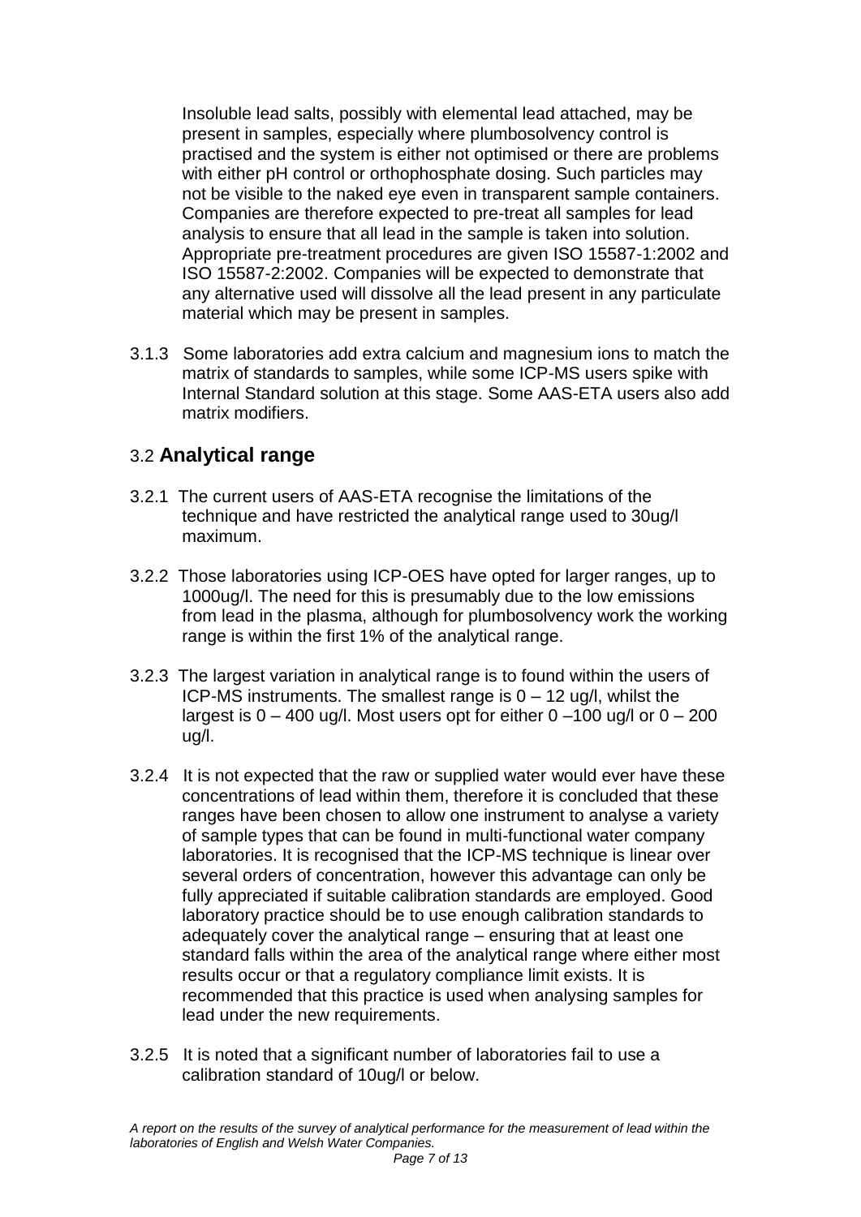Insoluble lead salts, possibly with elemental lead attached, may be present in samples, especially where plumbosolvency control is practised and the system is either not optimised or there are problems with either pH control or orthophosphate dosing. Such particles may not be visible to the naked eye even in transparent sample containers. Companies are therefore expected to pre-treat all samples for lead analysis to ensure that all lead in the sample is taken into solution. Appropriate pre-treatment procedures are given ISO 15587-1:2002 and ISO 15587-2:2002. Companies will be expected to demonstrate that any alternative used will dissolve all the lead present in any particulate material which may be present in samples.

3.1.3 Some laboratories add extra calcium and magnesium ions to match the matrix of standards to samples, while some ICP-MS users spike with Internal Standard solution at this stage. Some AAS-ETA users also add matrix modifiers.

## 3.2 **Analytical range**

3.2.1 The current users of AAS-ETA recognise the limitations of the technique and have restricted the analytical range used to 30ug/l maximum.

3.2.2 Those laboratories using ICP-OES have opted for larger ranges, up to 1000ug/l. The need for this is presumably due to the low emissions from lead in the plasma, although for plumbosolvency work the working range is within the first 1% of the analytical range.

3.2.3 The largest variation in analytical range is to found within the users of ICP-MS instruments. The smallest range is 0 – 12 ug/l, whilst the largest is 0 – 400 ug/l. Most users opt for either 0 –100 ug/l or 0 – 200 ug/l.

3.2.4 It is not expected that the raw or supplied water would ever have these concentrations of lead within them, therefore it is concluded that these ranges have been chosen to allow one instrument to analyse a variety of sample types that can be found in multi-functional water company laboratories. It is recognised that the ICP-MS technique is linear over several orders of concentration, however this advantage can only be fully appreciated if suitable calibration standards are employed. Good laboratory practice should be to use enough calibration standards to adequately cover the analytical range – ensuring that at least one standard falls within the area of the analytical range where either most results occur or that a regulatory compliance limit exists. It is recommended that this practice is used when analysing samples for lead under the new requirements.

3.2.5 It is noted that a significant number of laboratories fail to use a calibration standard of 10ug/l or below.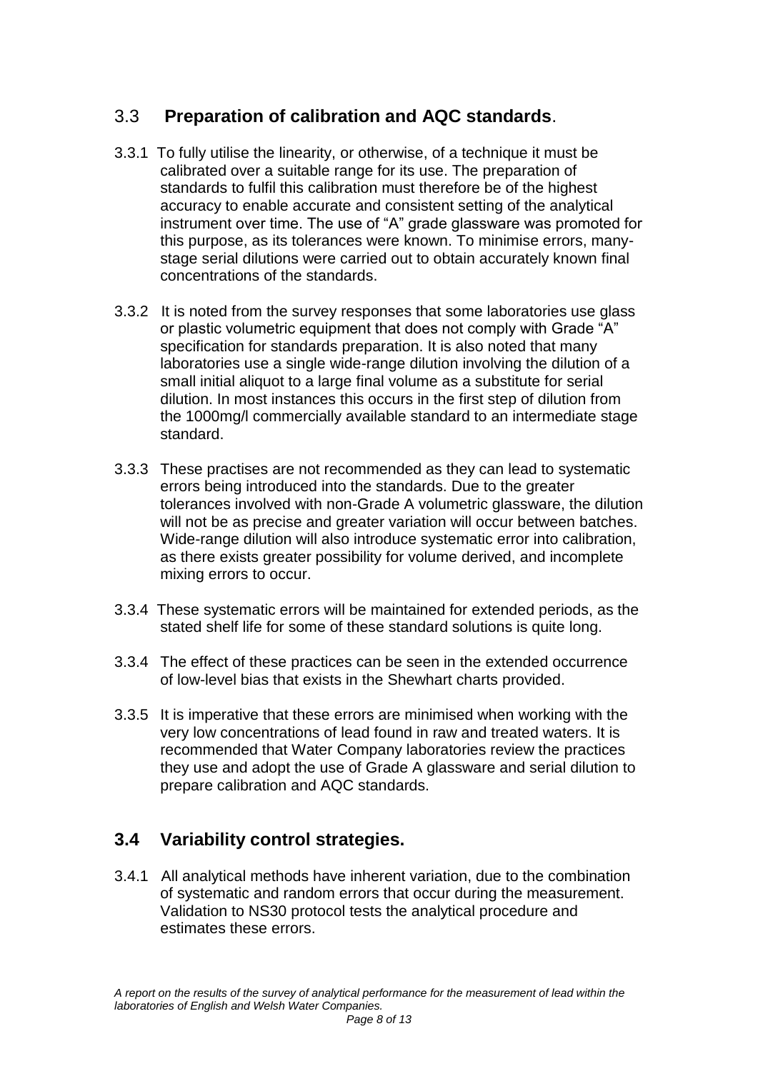## 3.3 **Preparation of calibration and AQC standards**.

3.3.1 To fully utilise the linearity, or otherwise, of a technique it must be calibrated over a suitable range for its use. The preparation of standards to fulfil this calibration must therefore be of the highest accuracy to enable accurate and consistent setting of the analytical instrument over time. The use of "A" grade glassware was promoted for this purpose, as its tolerances were known. To minimise errors, many-stage serial dilutions were carried out to obtain accurately known final concentrations of the standards.

3.3.2 It is noted from the survey responses that some laboratories use glass or plastic volumetric equipment that does not comply with Grade "A" specification for standards preparation. It is also noted that many laboratories use a single wide-range dilution involving the dilution of a small initial aliquot to a large final volume as a substitute for serial dilution. In most instances this occurs in the first step of dilution from the 1000mg/l commercially available standard to an intermediate stage standard.

3.3.3 These practises are not recommended as they can lead to systematic errors being introduced into the standards. Due to the greater tolerances involved with non-Grade A volumetric glassware, the dilution will not be as precise and greater variation will occur between batches. Wide-range dilution will also introduce systematic error into calibration, as there exists greater possibility for volume derived, and incomplete mixing errors to occur.

3.3.4 These systematic errors will be maintained for extended periods, as the stated shelf life for some of these standard solutions is quite long.

3.3.4 The effect of these practices can be seen in the extended occurrence of low-level bias that exists in the Shewhart charts provided.

3.3.5 It is imperative that these errors are minimised when working with the very low concentrations of lead found in raw and treated waters. It is recommended that Water Company laboratories review the practices they use and adopt the use of Grade A glassware and serial dilution to prepare calibration and AQC standards.

## **3.4 Variability control strategies.**

3.4.1 All analytical methods have inherent variation, due to the combination of systematic and random errors that occur during the measurement. Validation to NS30 protocol tests the analytical procedure and estimates these errors.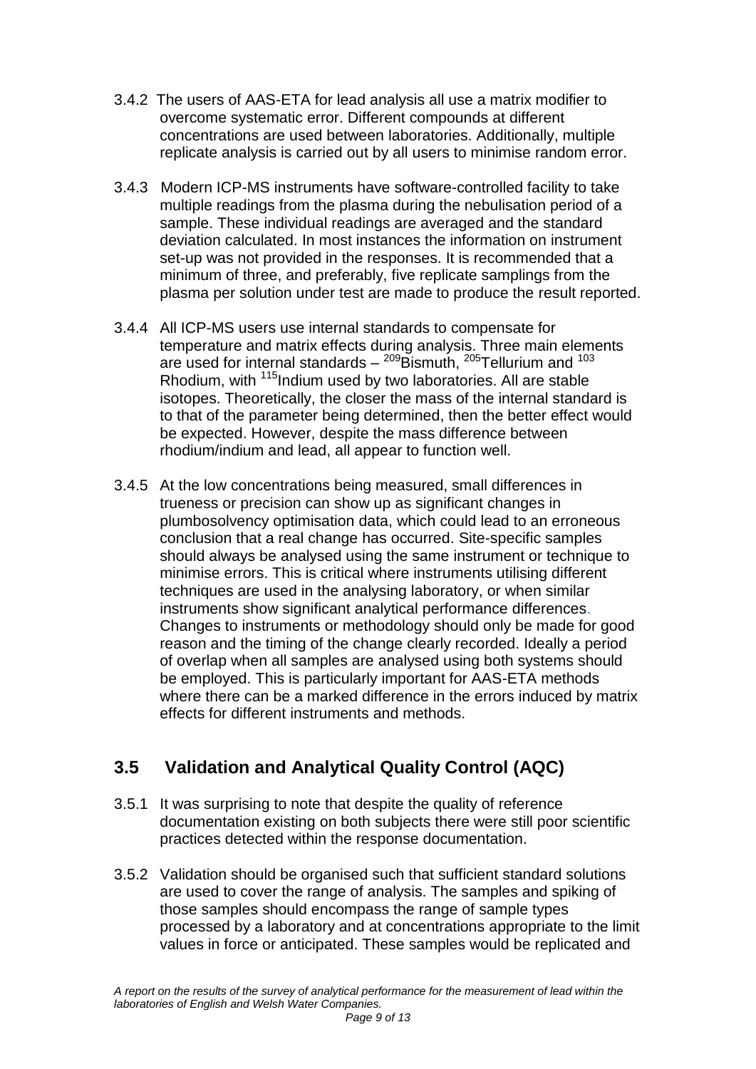3.4.2 The users of AAS-ETA for lead analysis all use a matrix modifier to overcome systematic error. Different compounds at different concentrations are used between laboratories. Additionally, multiple replicate analysis is carried out by all users to minimise random error.

3.4.3 Modern ICP-MS instruments have software-controlled facility to take multiple readings from the plasma during the nebulisation period of a sample. These individual readings are averaged and the standard deviation calculated. In most instances the information on instrument set-up was not provided in the responses. It is recommended that a minimum of three, and preferably, five replicate samplings from the plasma per solution under test are made to produce the result reported.

3.4.4 All ICP-MS users use internal standards to compensate for temperature and matrix effects during analysis. Three main elements are used for internal standards – $^{209}$Bismuth, $^{205}$Tellurium and $^{103}$ Rhodium, with $^{115}$Indium used by two laboratories. All are stable isotopes. Theoretically, the closer the mass of the internal standard is to that of the parameter being determined, then the better effect would be expected. However, despite the mass difference between rhodium/indium and lead, all appear to function well.

3.4.5 At the low concentrations being measured, small differences in trueness or precision can show up as significant changes in plumbosolvency optimisation data, which could lead to an erroneous conclusion that a real change has occurred. Site-specific samples should always be analysed using the same instrument or technique to minimise errors. This is critical where instruments utilising different techniques are used in the analysing laboratory, or when similar instruments show significant analytical performance differences. Changes to instruments or methodology should only be made for good reason and the timing of the change clearly recorded. Ideally a period of overlap when all samples are analysed using both systems should be employed. This is particularly important for AAS-ETA methods where there can be a marked difference in the errors induced by matrix effects for different instruments and methods.

## 3.5 Validation and Analytical Quality Control (AQC)

3.5.1 It was surprising to note that despite the quality of reference documentation existing on both subjects there were still poor scientific practices detected within the response documentation.

3.5.2 Validation should be organised such that sufficient standard solutions are used to cover the range of analysis. The samples and spiking of those samples should encompass the range of sample types processed by a laboratory and at concentrations appropriate to the limit values in force or anticipated. These samples would be replicated and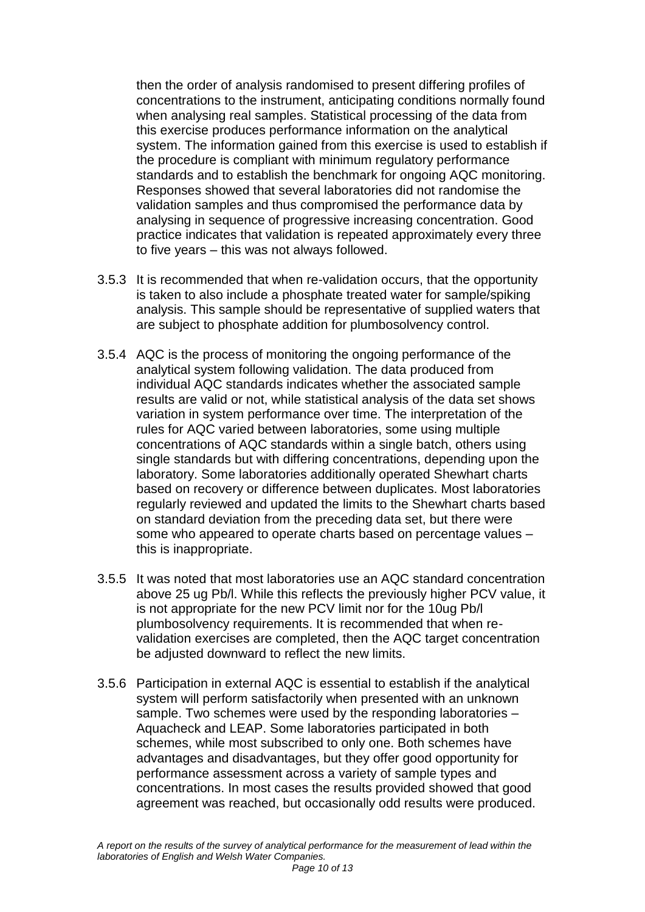then the order of analysis randomised to present differing profiles of concentrations to the instrument, anticipating conditions normally found when analysing real samples. Statistical processing of the data from this exercise produces performance information on the analytical system. The information gained from this exercise is used to establish if the procedure is compliant with minimum regulatory performance standards and to establish the benchmark for ongoing AQC monitoring. Responses showed that several laboratories did not randomise the validation samples and thus compromised the performance data by analysing in sequence of progressive increasing concentration. Good practice indicates that validation is repeated approximately every three to five years – this was not always followed.

3.5.3 It is recommended that when re-validation occurs, that the opportunity is taken to also include a phosphate treated water for sample/spiking analysis. This sample should be representative of supplied waters that are subject to phosphate addition for plumbosolvency control.

3.5.4 AQC is the process of monitoring the ongoing performance of the analytical system following validation. The data produced from individual AQC standards indicates whether the associated sample results are valid or not, while statistical analysis of the data set shows variation in system performance over time. The interpretation of the rules for AQC varied between laboratories, some using multiple concentrations of AQC standards within a single batch, others using single standards but with differing concentrations, depending upon the laboratory. Some laboratories additionally operated Shewhart charts based on recovery or difference between duplicates. Most laboratories regularly reviewed and updated the limits to the Shewhart charts based on standard deviation from the preceding data set, but there were some who appeared to operate charts based on percentage values – this is inappropriate.

3.5.5 It was noted that most laboratories use an AQC standard concentration above 25 ug Pb/l. While this reflects the previously higher PCV value, it is not appropriate for the new PCV limit nor for the 10ug Pb/l plumbosolvency requirements. It is recommended that when re-validation exercises are completed, then the AQC target concentration be adjusted downward to reflect the new limits.

3.5.6 Participation in external AQC is essential to establish if the analytical system will perform satisfactorily when presented with an unknown sample. Two schemes were used by the responding laboratories – Aquacheck and LEAP. Some laboratories participated in both schemes, while most subscribed to only one. Both schemes have advantages and disadvantages, but they offer good opportunity for performance assessment across a variety of sample types and concentrations. In most cases the results provided showed that good agreement was reached, but occasionally odd results were produced.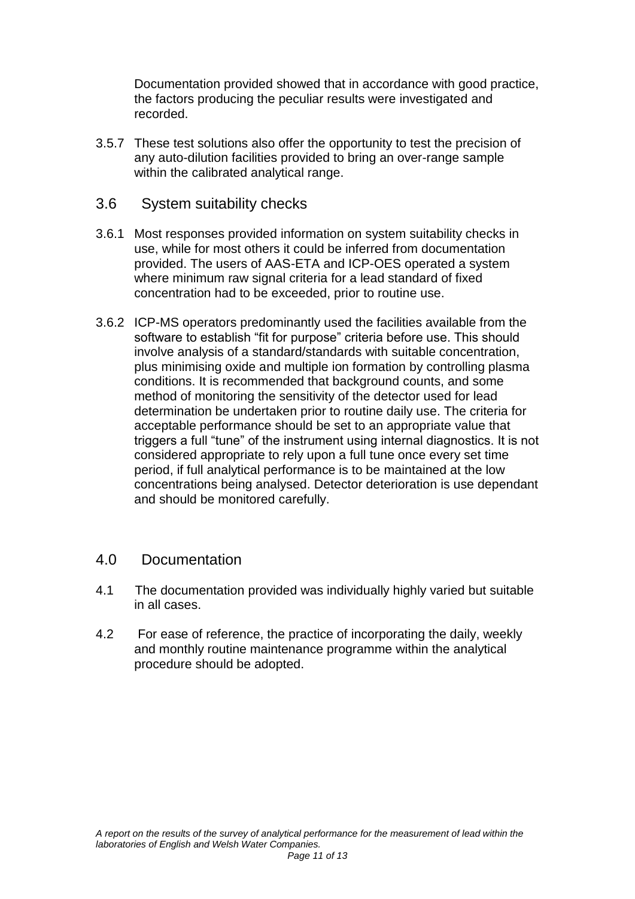Documentation provided showed that in accordance with good practice, the factors producing the peculiar results were investigated and recorded.

3.5.7 These test solutions also offer the opportunity to test the precision of any auto-dilution facilities provided to bring an over-range sample within the calibrated analytical range.

## 3.6 System suitability checks

3.6.1 Most responses provided information on system suitability checks in use, while for most others it could be inferred from documentation provided. The users of AAS-ETA and ICP-OES operated a system where minimum raw signal criteria for a lead standard of fixed concentration had to be exceeded, prior to routine use.

3.6.2 ICP-MS operators predominantly used the facilities available from the software to establish "fit for purpose" criteria before use. This should involve analysis of a standard/standards with suitable concentration, plus minimising oxide and multiple ion formation by controlling plasma conditions. It is recommended that background counts, and some method of monitoring the sensitivity of the detector used for lead determination be undertaken prior to routine daily use. The criteria for acceptable performance should be set to an appropriate value that triggers a full "tune" of the instrument using internal diagnostics. It is not considered appropriate to rely upon a full tune once every set time period, if full analytical performance is to be maintained at the low concentrations being analysed. Detector deterioration is use dependant and should be monitored carefully.

## 4.0 Documentation

4.1 The documentation provided was individually highly varied but suitable in all cases.

4.2 For ease of reference, the practice of incorporating the daily, weekly and monthly routine maintenance programme within the analytical procedure should be adopted.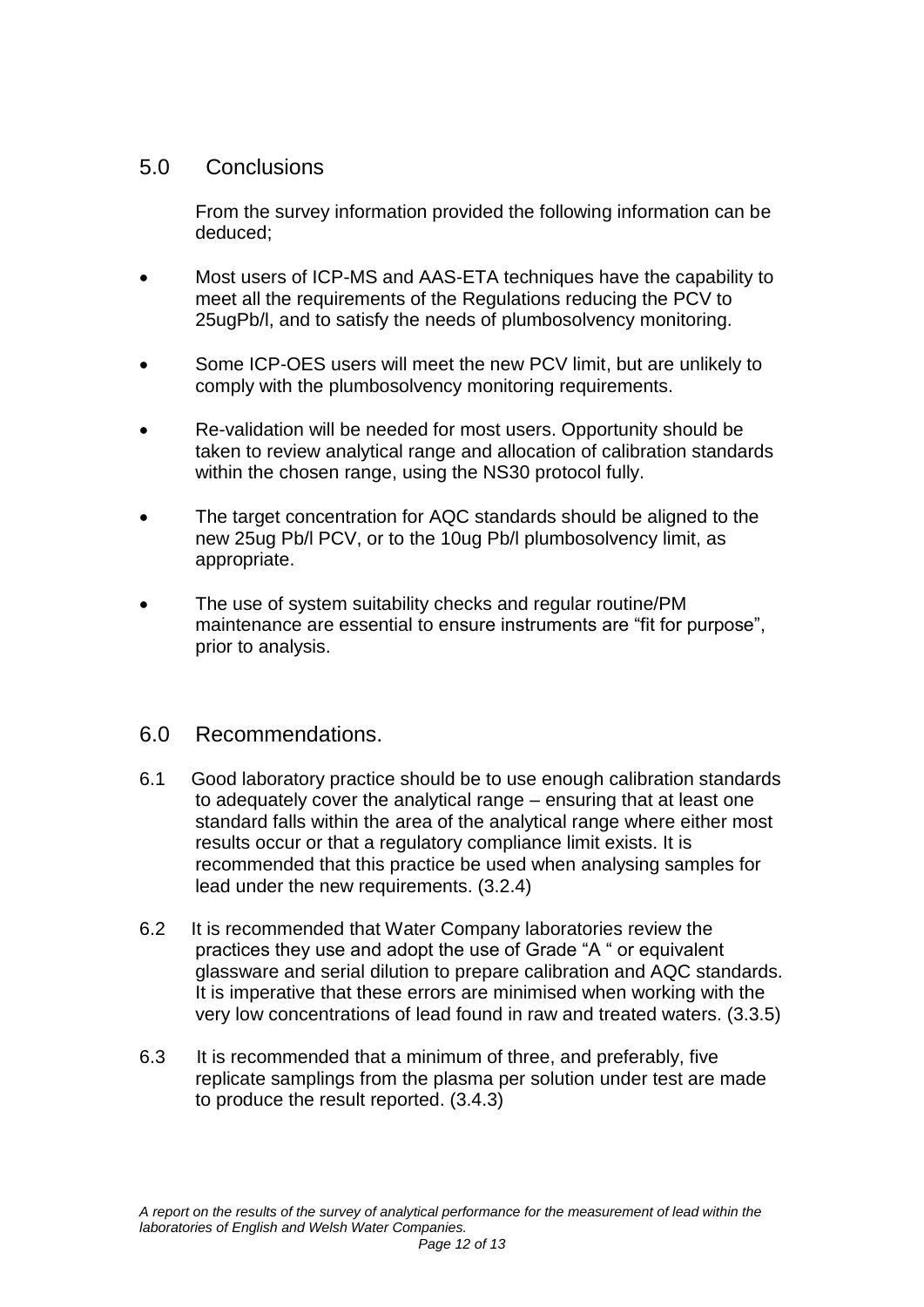## 5.0 Conclusions

From the survey information provided the following information can be deduced;

- Most users of ICP-MS and AAS-ETA techniques have the capability to meet all the requirements of the Regulations reducing the PCV to 25ugPb/l, and to satisfy the needs of plumbosolvency monitoring.
- Some ICP-OES users will meet the new PCV limit, but are unlikely to comply with the plumbosolvency monitoring requirements.
- Re-validation will be needed for most users. Opportunity should be taken to review analytical range and allocation of calibration standards within the chosen range, using the NS30 protocol fully.
- The target concentration for AQC standards should be aligned to the new 25ug Pb/l PCV, or to the 10ug Pb/l plumbosolvency limit, as appropriate.
- The use of system suitability checks and regular routine/PM maintenance are essential to ensure instruments are "fit for purpose", prior to analysis.

## 6.0 Recommendations.

6.1 Good laboratory practice should be to use enough calibration standards to adequately cover the analytical range – ensuring that at least one standard falls within the area of the analytical range where either most results occur or that a regulatory compliance limit exists. It is recommended that this practice be used when analysing samples for lead under the new requirements. (3.2.4)

6.2 It is recommended that Water Company laboratories review the practices they use and adopt the use of Grade "A " or equivalent glassware and serial dilution to prepare calibration and AQC standards. It is imperative that these errors are minimised when working with the very low concentrations of lead found in raw and treated waters. (3.3.5)

6.3 It is recommended that a minimum of three, and preferably, five replicate samplings from the plasma per solution under test are made to produce the result reported. (3.4.3)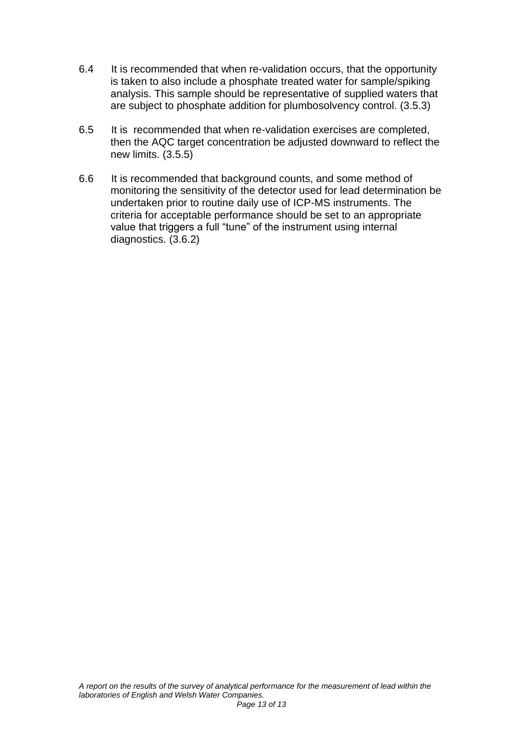6.4 It is recommended that when re-validation occurs, that the opportunity is taken to also include a phosphate treated water for sample/spiking analysis. This sample should be representative of supplied waters that are subject to phosphate addition for plumbosolvency control. (3.5.3)

6.5 It is recommended that when re-validation exercises are completed, then the AQC target concentration be adjusted downward to reflect the new limits. (3.5.5)

6.6 It is recommended that background counts, and some method of monitoring the sensitivity of the detector used for lead determination be undertaken prior to routine daily use of ICP-MS instruments. The criteria for acceptable performance should be set to an appropriate value that triggers a full "tune" of the instrument using internal diagnostics. (3.6.2)